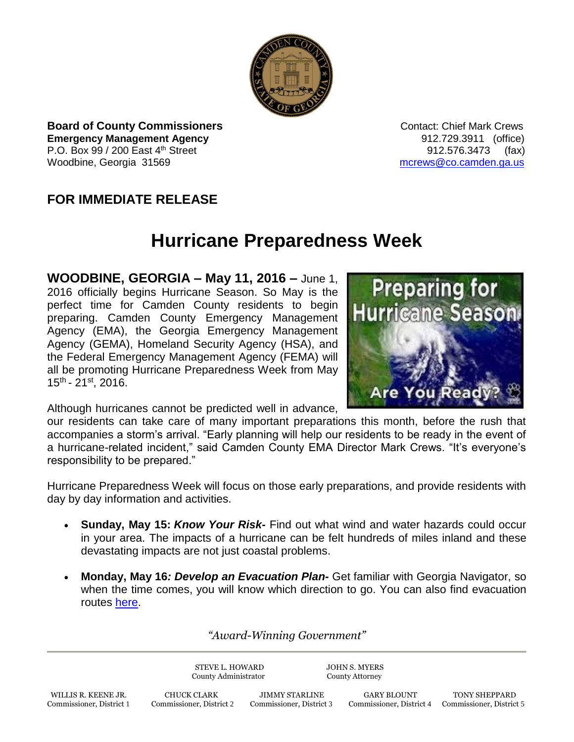**Board of County Commissioners**
**Emergency Management Agency**
P.O. Box 99 / 200 East 4th Street
Woodbine, Georgia 31569

Contact: Chief Mark Crews
912.729.3911 (office)
912.576.3473 (fax)
mcrews@co.camden.ga.us

## FOR IMMEDIATE RELEASE

# Hurricane Preparedness Week

**WOODBINE, GEORGIA – May 11, 2016 –** June 1, 2016 officially begins Hurricane Season. So May is the perfect time for Camden County residents to begin preparing. Camden County Emergency Management Agency (EMA), the Georgia Emergency Management Agency (GEMA), Homeland Security Agency (HSA), and the Federal Emergency Management Agency (FEMA) will all be promoting Hurricane Preparedness Week from May 15th - 21st, 2016.

Although hurricanes cannot be predicted well in advance, our residents can take care of many important preparations this month, before the rush that accompanies a storm's arrival. "Early planning will help our residents to be ready in the event of a hurricane-related incident," said Camden County EMA Director Mark Crews. "It's everyone's responsibility to be prepared."

Hurricane Preparedness Week will focus on those early preparations, and provide residents with day by day information and activities.

- **Sunday, May 15:** ***Know Your Risk-*** Find out what wind and water hazards could occur in your area. The impacts of a hurricane can be felt hundreds of miles inland and these devastating impacts are not just coastal problems.
- **Monday, May 16*: Develop an Evacuation Plan-*** Get familiar with Georgia Navigator, so when the time comes, you will know which direction to go. You can also find evacuation routes here.

*"Award-Winning Government"*

STEVE L. HOWARD, County Administrator
JOHN S. MYERS, County Attorney

WILLIS R. KEENE JR., Commissioner, District 1
CHUCK CLARK, Commissioner, District 2
JIMMY STARLINE, Commissioner, District 3
GARY BLOUNT, Commissioner, District 4
TONY SHEPPARD, Commissioner, District 5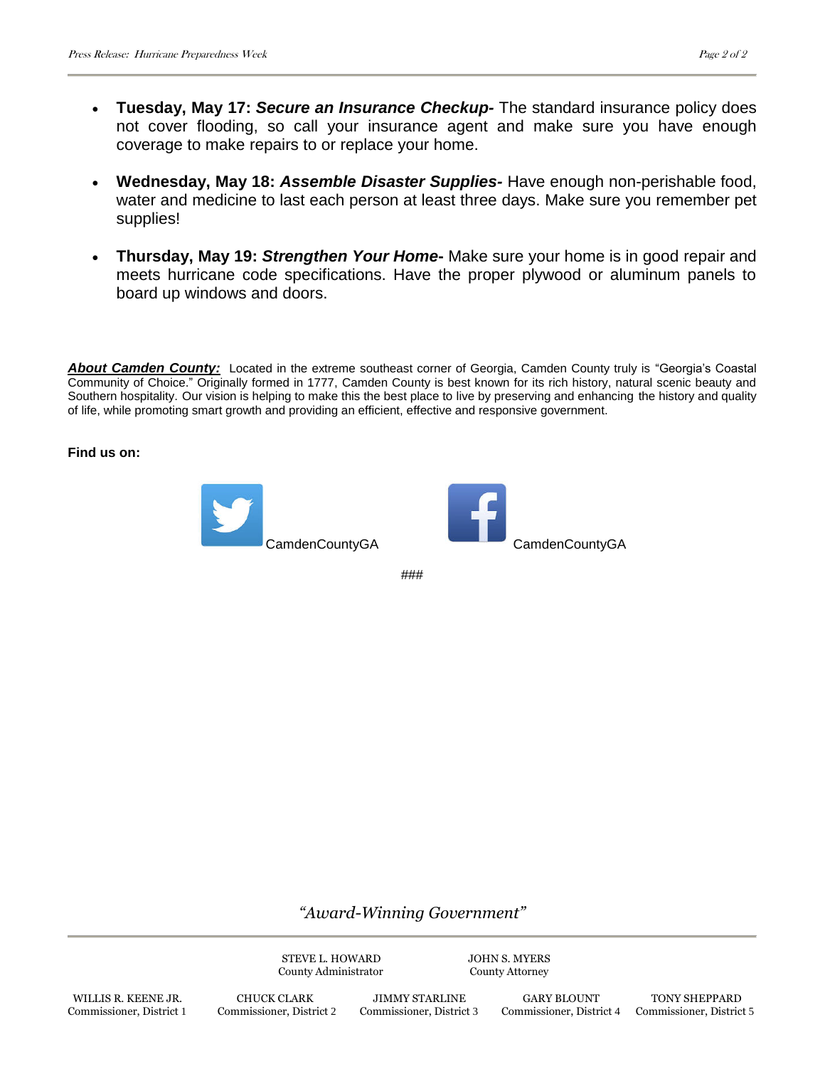- **Tuesday, May 17: *Secure an Insurance Checkup-*** The standard insurance policy does not cover flooding, so call your insurance agent and make sure you have enough coverage to make repairs to or replace your home.

- **Wednesday, May 18: *Assemble Disaster Supplies-*** Have enough non-perishable food, water and medicine to last each person at least three days. Make sure you remember pet supplies!

- **Thursday, May 19: *Strengthen Your Home-*** Make sure your home is in good repair and meets hurricane code specifications. Have the proper plywood or aluminum panels to board up windows and doors.

***About Camden County:*** Located in the extreme southeast corner of Georgia, Camden County truly is "Georgia's Coastal Community of Choice." Originally formed in 1777, Camden County is best known for its rich history, natural scenic beauty and Southern hospitality. Our vision is helping to make this the best place to live by preserving and enhancing the history and quality of life, while promoting smart growth and providing an efficient, effective and responsive government.

**Find us on:**

CamdenCountyGA CamdenCountyGA

###

*"Award-Winning Government"*

STEVE L. HOWARD
County Administrator

JOHN S. MYERS
County Attorney

WILLIS R. KEENE JR.
Commissioner, District 1

CHUCK CLARK
Commissioner, District 2

JIMMY STARLINE
Commissioner, District 3

GARY BLOUNT
Commissioner, District 4

TONY SHEPPARD
Commissioner, District 5